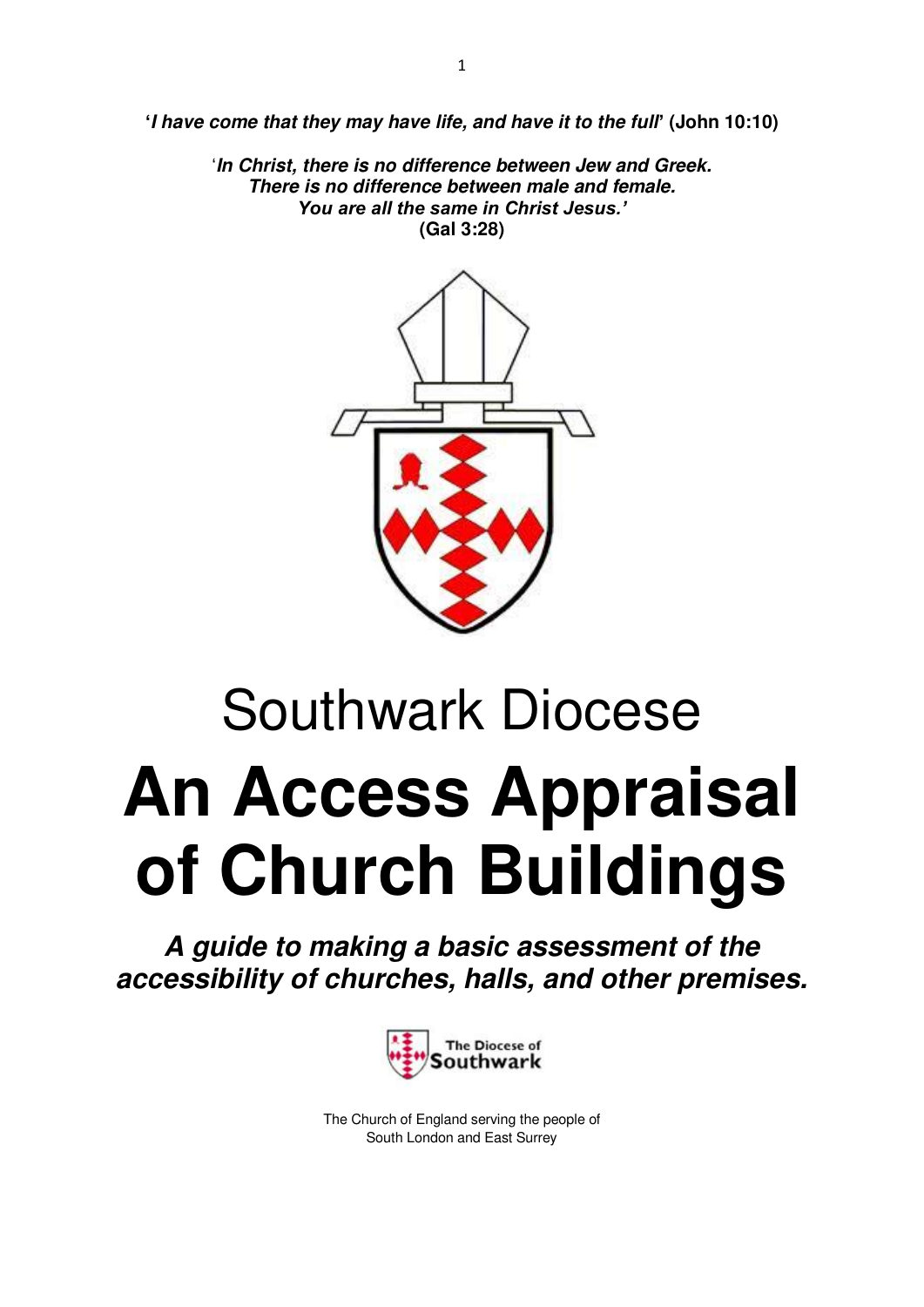**'*I have come that they may have life, and have it to the full*' (John 10:10)**

'***In Christ, there is no difference between Jew and Greek.***
***There is no difference between male and female.***
***You are all the same in Christ Jesus.'***
**(Gal 3:28)**

Southwark Diocese

# An Access Appraisal of Church Buildings

***A guide to making a basic assessment of the accessibility of churches, halls, and other premises.***

The Diocese of Southwark

The Church of England serving the people of
South London and East Surrey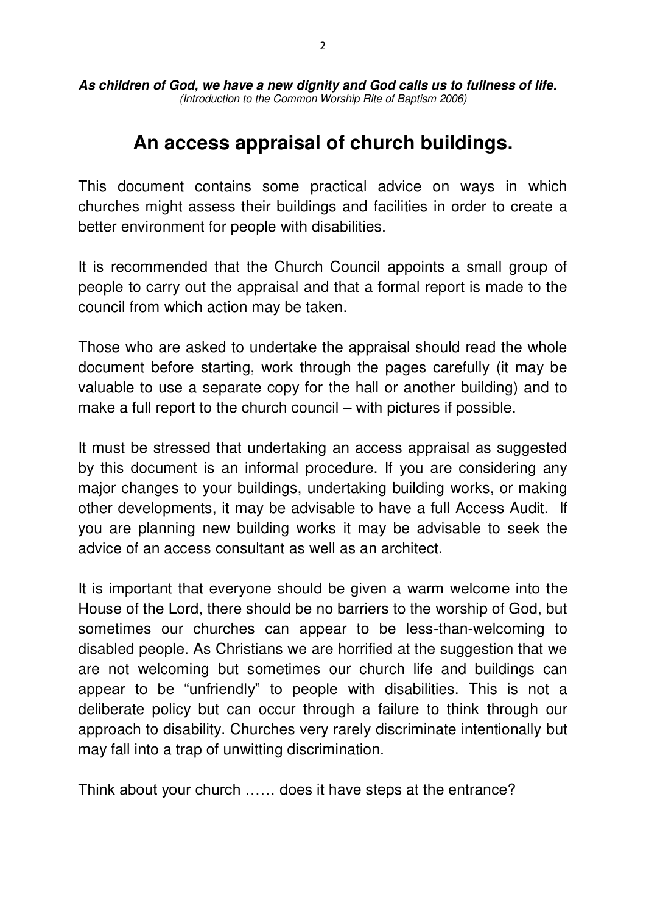***As children of God, we have a new dignity and God calls us to fullness of life.***
*(Introduction to the Common Worship Rite of Baptism 2006)*

# An access appraisal of church buildings.

This document contains some practical advice on ways in which churches might assess their buildings and facilities in order to create a better environment for people with disabilities.

It is recommended that the Church Council appoints a small group of people to carry out the appraisal and that a formal report is made to the council from which action may be taken.

Those who are asked to undertake the appraisal should read the whole document before starting, work through the pages carefully (it may be valuable to use a separate copy for the hall or another building) and to make a full report to the church council – with pictures if possible.

It must be stressed that undertaking an access appraisal as suggested by this document is an informal procedure. If you are considering any major changes to your buildings, undertaking building works, or making other developments, it may be advisable to have a full Access Audit. If you are planning new building works it may be advisable to seek the advice of an access consultant as well as an architect.

It is important that everyone should be given a warm welcome into the House of the Lord, there should be no barriers to the worship of God, but sometimes our churches can appear to be less-than-welcoming to disabled people. As Christians we are horrified at the suggestion that we are not welcoming but sometimes our church life and buildings can appear to be “unfriendly” to people with disabilities. This is not a deliberate policy but can occur through a failure to think through our approach to disability. Churches very rarely discriminate intentionally but may fall into a trap of unwitting discrimination.

Think about your church …… does it have steps at the entrance?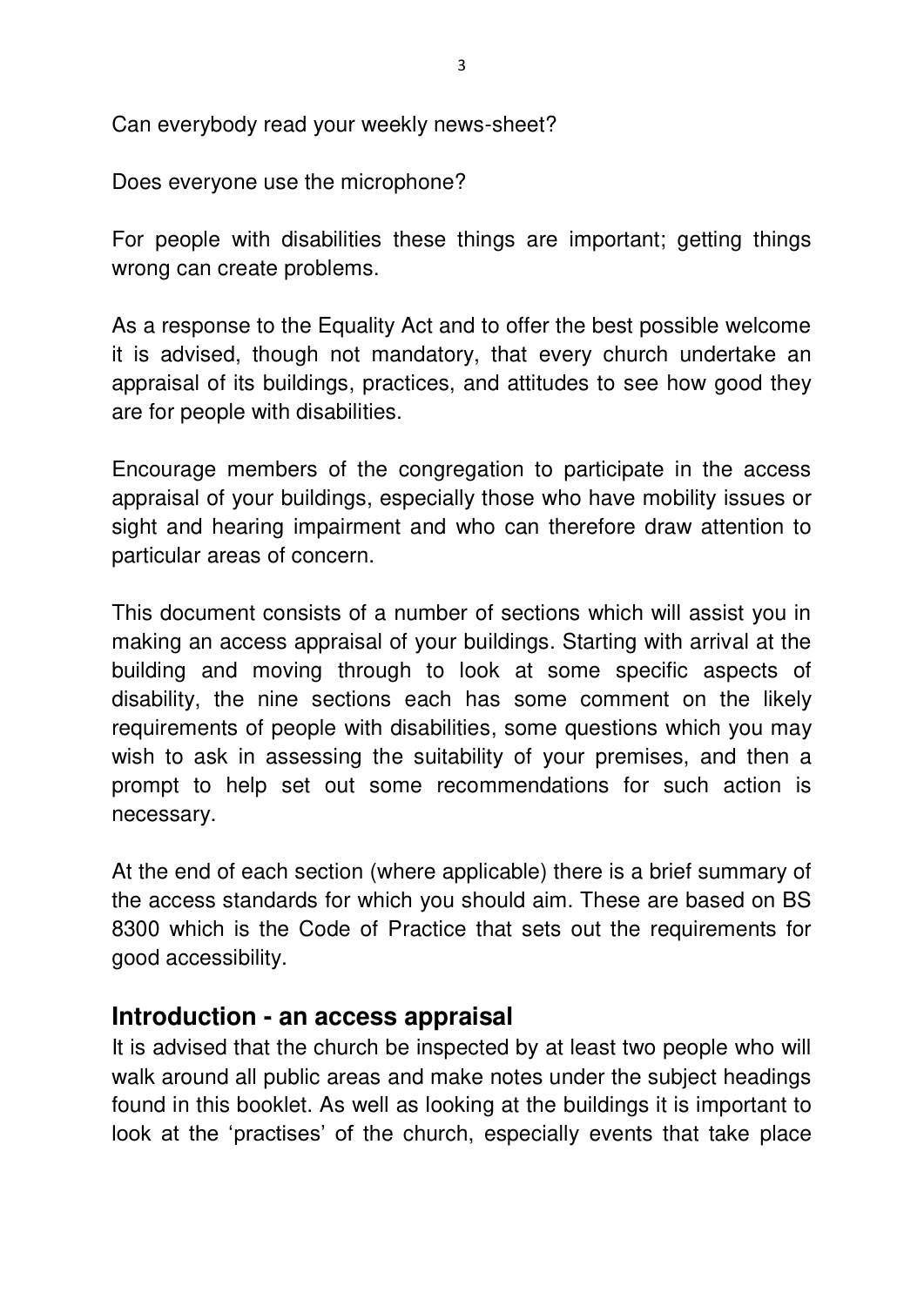Can everybody read your weekly news-sheet?

Does everyone use the microphone?

For people with disabilities these things are important; getting things wrong can create problems.

As a response to the Equality Act and to offer the best possible welcome it is advised, though not mandatory, that every church undertake an appraisal of its buildings, practices, and attitudes to see how good they are for people with disabilities.

Encourage members of the congregation to participate in the access appraisal of your buildings, especially those who have mobility issues or sight and hearing impairment and who can therefore draw attention to particular areas of concern.

This document consists of a number of sections which will assist you in making an access appraisal of your buildings. Starting with arrival at the building and moving through to look at some specific aspects of disability, the nine sections each has some comment on the likely requirements of people with disabilities, some questions which you may wish to ask in assessing the suitability of your premises, and then a prompt to help set out some recommendations for such action is necessary.

At the end of each section (where applicable) there is a brief summary of the access standards for which you should aim. These are based on BS 8300 which is the Code of Practice that sets out the requirements for good accessibility.

## Introduction - an access appraisal

It is advised that the church be inspected by at least two people who will walk around all public areas and make notes under the subject headings found in this booklet. As well as looking at the buildings it is important to look at the 'practises' of the church, especially events that take place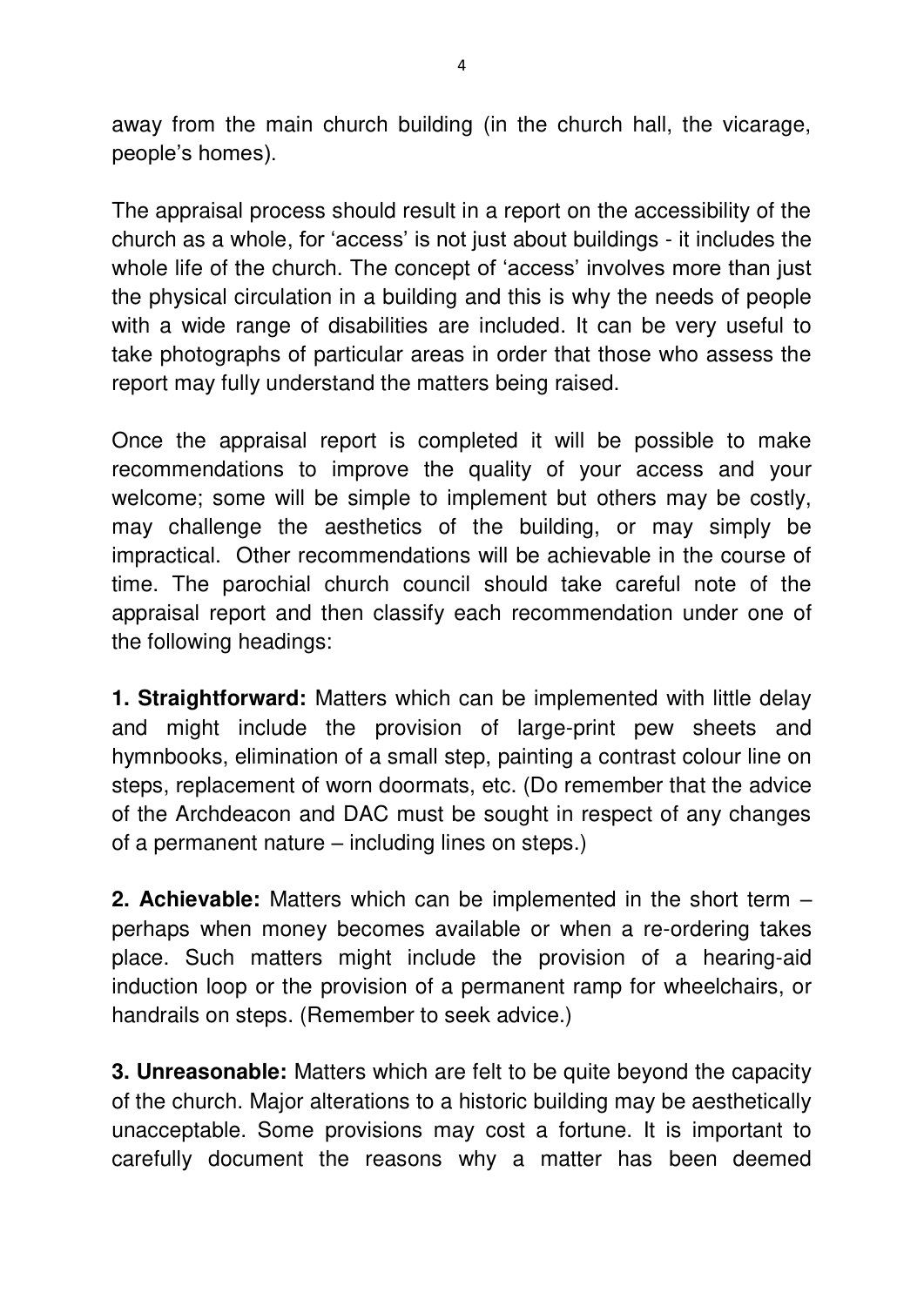away from the main church building (in the church hall, the vicarage, people's homes).

The appraisal process should result in a report on the accessibility of the church as a whole, for 'access' is not just about buildings - it includes the whole life of the church. The concept of 'access' involves more than just the physical circulation in a building and this is why the needs of people with a wide range of disabilities are included. It can be very useful to take photographs of particular areas in order that those who assess the report may fully understand the matters being raised.

Once the appraisal report is completed it will be possible to make recommendations to improve the quality of your access and your welcome; some will be simple to implement but others may be costly, may challenge the aesthetics of the building, or may simply be impractical. Other recommendations will be achievable in the course of time. The parochial church council should take careful note of the appraisal report and then classify each recommendation under one of the following headings:

**1. Straightforward:** Matters which can be implemented with little delay and might include the provision of large-print pew sheets and hymnbooks, elimination of a small step, painting a contrast colour line on steps, replacement of worn doormats, etc. (Do remember that the advice of the Archdeacon and DAC must be sought in respect of any changes of a permanent nature – including lines on steps.)

**2. Achievable:** Matters which can be implemented in the short term – perhaps when money becomes available or when a re-ordering takes place. Such matters might include the provision of a hearing-aid induction loop or the provision of a permanent ramp for wheelchairs, or handrails on steps. (Remember to seek advice.)

**3. Unreasonable:** Matters which are felt to be quite beyond the capacity of the church. Major alterations to a historic building may be aesthetically unacceptable. Some provisions may cost a fortune. It is important to carefully document the reasons why a matter has been deemed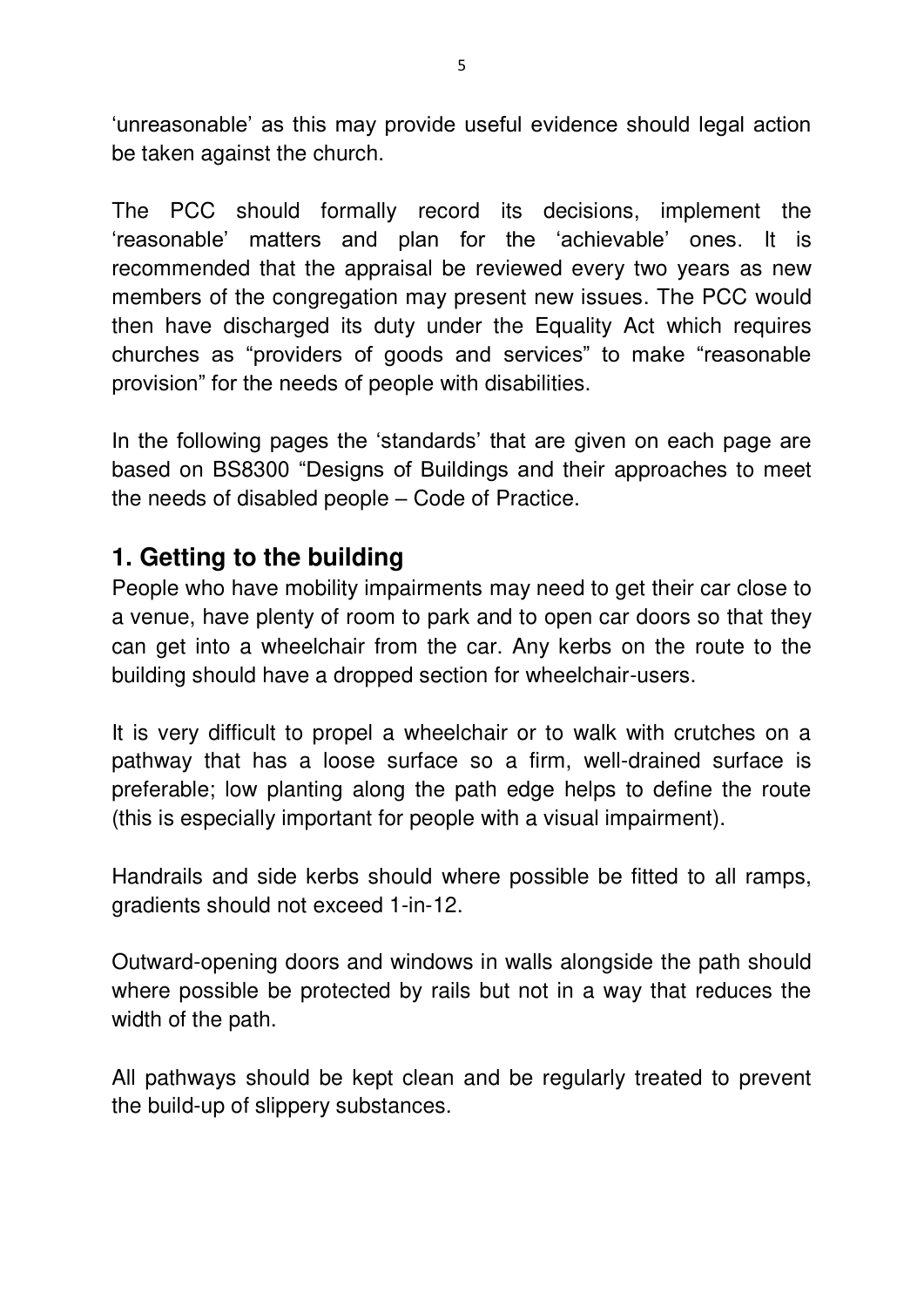'unreasonable' as this may provide useful evidence should legal action be taken against the church.

The PCC should formally record its decisions, implement the 'reasonable' matters and plan for the 'achievable' ones. It is recommended that the appraisal be reviewed every two years as new members of the congregation may present new issues. The PCC would then have discharged its duty under the Equality Act which requires churches as "providers of goods and services" to make "reasonable provision" for the needs of people with disabilities.

In the following pages the 'standards' that are given on each page are based on BS8300 "Designs of Buildings and their approaches to meet the needs of disabled people – Code of Practice.

## 1. Getting to the building

People who have mobility impairments may need to get their car close to a venue, have plenty of room to park and to open car doors so that they can get into a wheelchair from the car. Any kerbs on the route to the building should have a dropped section for wheelchair-users.

It is very difficult to propel a wheelchair or to walk with crutches on a pathway that has a loose surface so a firm, well-drained surface is preferable; low planting along the path edge helps to define the route (this is especially important for people with a visual impairment).

Handrails and side kerbs should where possible be fitted to all ramps, gradients should not exceed 1-in-12.

Outward-opening doors and windows in walls alongside the path should where possible be protected by rails but not in a way that reduces the width of the path.

All pathways should be kept clean and be regularly treated to prevent the build-up of slippery substances.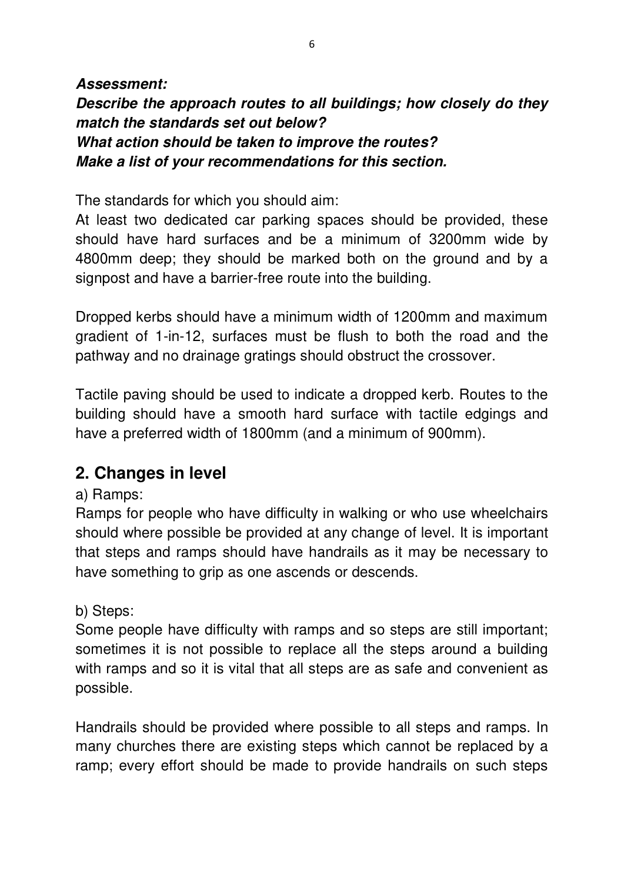***Assessment:***
***Describe the approach routes to all buildings; how closely do they match the standards set out below?***
***What action should be taken to improve the routes?***
***Make a list of your recommendations for this section.***

The standards for which you should aim:
At least two dedicated car parking spaces should be provided, these should have hard surfaces and be a minimum of 3200mm wide by 4800mm deep; they should be marked both on the ground and by a signpost and have a barrier-free route into the building.

Dropped kerbs should have a minimum width of 1200mm and maximum gradient of 1-in-12, surfaces must be flush to both the road and the pathway and no drainage gratings should obstruct the crossover.

Tactile paving should be used to indicate a dropped kerb. Routes to the building should have a smooth hard surface with tactile edgings and have a preferred width of 1800mm (and a minimum of 900mm).

## 2. Changes in level

a) Ramps:
Ramps for people who have difficulty in walking or who use wheelchairs should where possible be provided at any change of level. It is important that steps and ramps should have handrails as it may be necessary to have something to grip as one ascends or descends.

b) Steps:
Some people have difficulty with ramps and so steps are still important; sometimes it is not possible to replace all the steps around a building with ramps and so it is vital that all steps are as safe and convenient as possible.

Handrails should be provided where possible to all steps and ramps. In many churches there are existing steps which cannot be replaced by a ramp; every effort should be made to provide handrails on such steps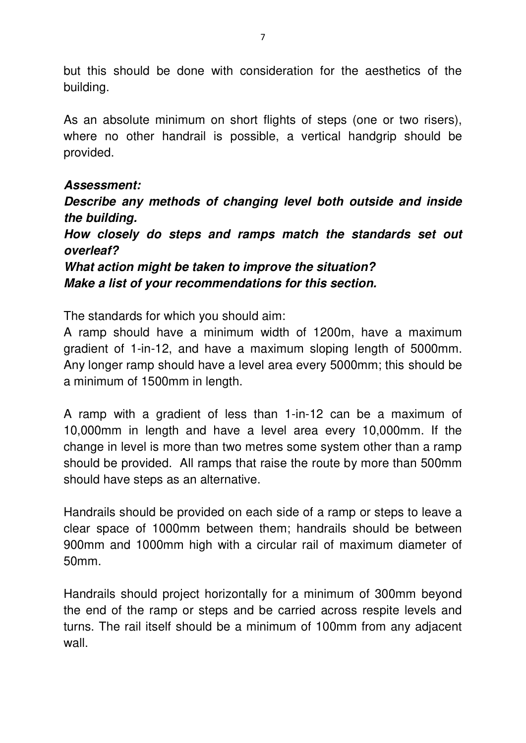but this should be done with consideration for the aesthetics of the building.

As an absolute minimum on short flights of steps (one or two risers), where no other handrail is possible, a vertical handgrip should be provided.

***Assessment:***

***Describe any methods of changing level both outside and inside the building.***

***How closely do steps and ramps match the standards set out overleaf?***

***What action might be taken to improve the situation?***

***Make a list of your recommendations for this section.***

The standards for which you should aim:

A ramp should have a minimum width of 1200m, have a maximum gradient of 1-in-12, and have a maximum sloping length of 5000mm. Any longer ramp should have a level area every 5000mm; this should be a minimum of 1500mm in length.

A ramp with a gradient of less than 1-in-12 can be a maximum of 10,000mm in length and have a level area every 10,000mm. If the change in level is more than two metres some system other than a ramp should be provided. All ramps that raise the route by more than 500mm should have steps as an alternative.

Handrails should be provided on each side of a ramp or steps to leave a clear space of 1000mm between them; handrails should be between 900mm and 1000mm high with a circular rail of maximum diameter of 50mm.

Handrails should project horizontally for a minimum of 300mm beyond the end of the ramp or steps and be carried across respite levels and turns. The rail itself should be a minimum of 100mm from any adjacent wall.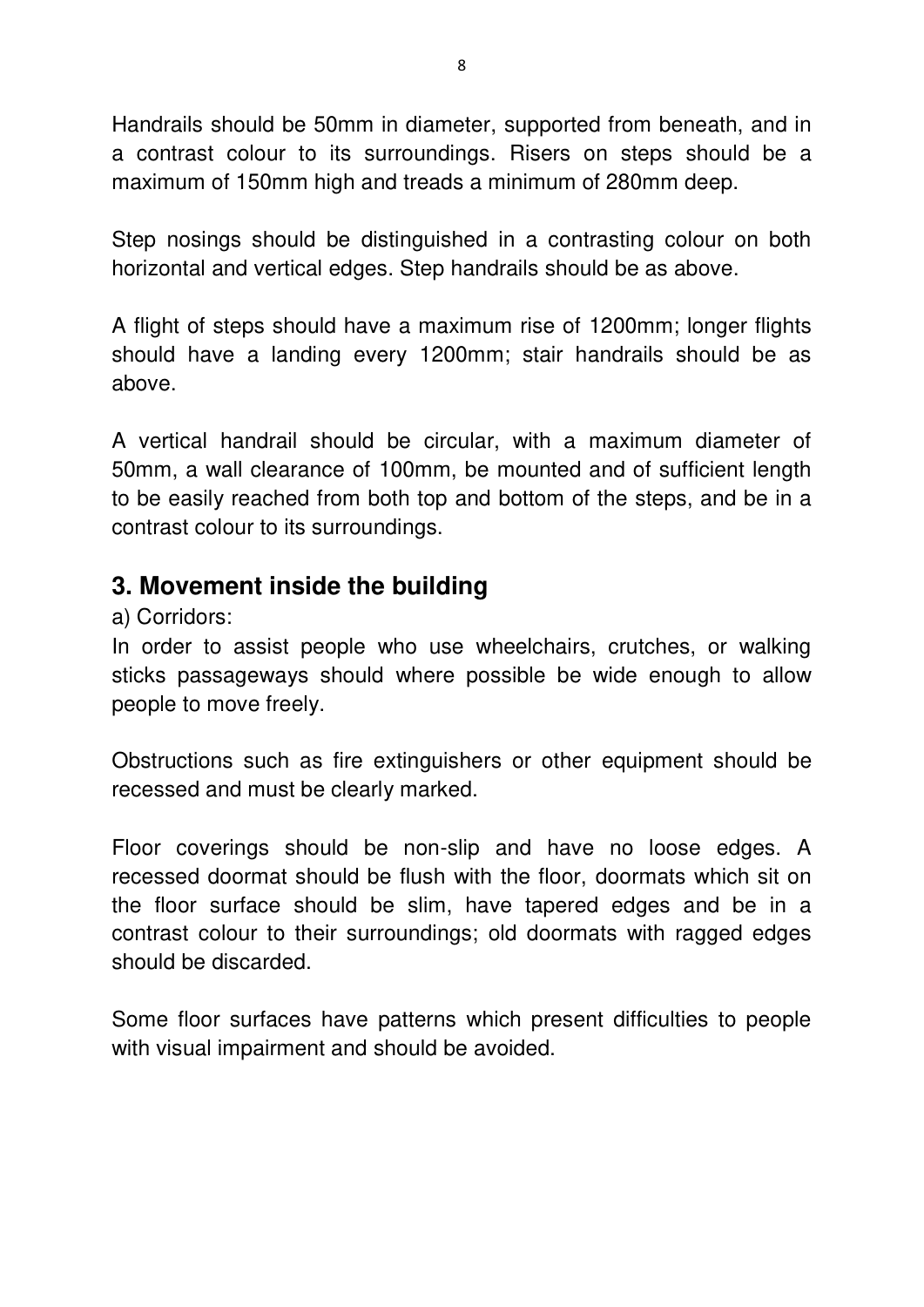Handrails should be 50mm in diameter, supported from beneath, and in a contrast colour to its surroundings. Risers on steps should be a maximum of 150mm high and treads a minimum of 280mm deep.

Step nosings should be distinguished in a contrasting colour on both horizontal and vertical edges. Step handrails should be as above.

A flight of steps should have a maximum rise of 1200mm; longer flights should have a landing every 1200mm; stair handrails should be as above.

A vertical handrail should be circular, with a maximum diameter of 50mm, a wall clearance of 100mm, be mounted and of sufficient length to be easily reached from both top and bottom of the steps, and be in a contrast colour to its surroundings.

## 3. Movement inside the building

a) Corridors:

In order to assist people who use wheelchairs, crutches, or walking sticks passageways should where possible be wide enough to allow people to move freely.

Obstructions such as fire extinguishers or other equipment should be recessed and must be clearly marked.

Floor coverings should be non-slip and have no loose edges. A recessed doormat should be flush with the floor, doormats which sit on the floor surface should be slim, have tapered edges and be in a contrast colour to their surroundings; old doormats with ragged edges should be discarded.

Some floor surfaces have patterns which present difficulties to people with visual impairment and should be avoided.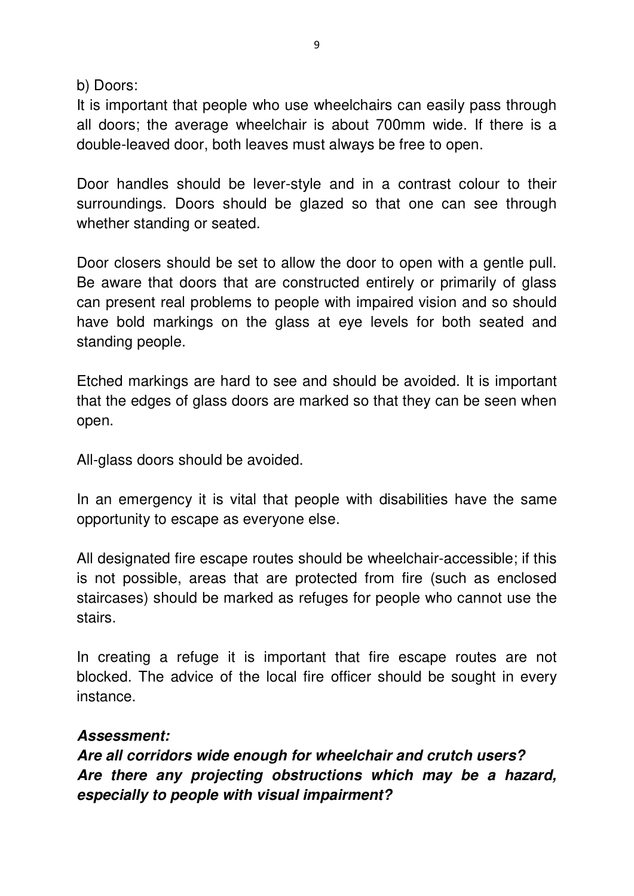b) Doors:

It is important that people who use wheelchairs can easily pass through all doors; the average wheelchair is about 700mm wide. If there is a double-leaved door, both leaves must always be free to open.

Door handles should be lever-style and in a contrast colour to their surroundings. Doors should be glazed so that one can see through whether standing or seated.

Door closers should be set to allow the door to open with a gentle pull. Be aware that doors that are constructed entirely or primarily of glass can present real problems to people with impaired vision and so should have bold markings on the glass at eye levels for both seated and standing people.

Etched markings are hard to see and should be avoided. It is important that the edges of glass doors are marked so that they can be seen when open.

All-glass doors should be avoided.

In an emergency it is vital that people with disabilities have the same opportunity to escape as everyone else.

All designated fire escape routes should be wheelchair-accessible; if this is not possible, areas that are protected from fire (such as enclosed staircases) should be marked as refuges for people who cannot use the stairs.

In creating a refuge it is important that fire escape routes are not blocked. The advice of the local fire officer should be sought in every instance.

***Assessment:***

***Are all corridors wide enough for wheelchair and crutch users?***

***Are there any projecting obstructions which may be a hazard, especially to people with visual impairment?***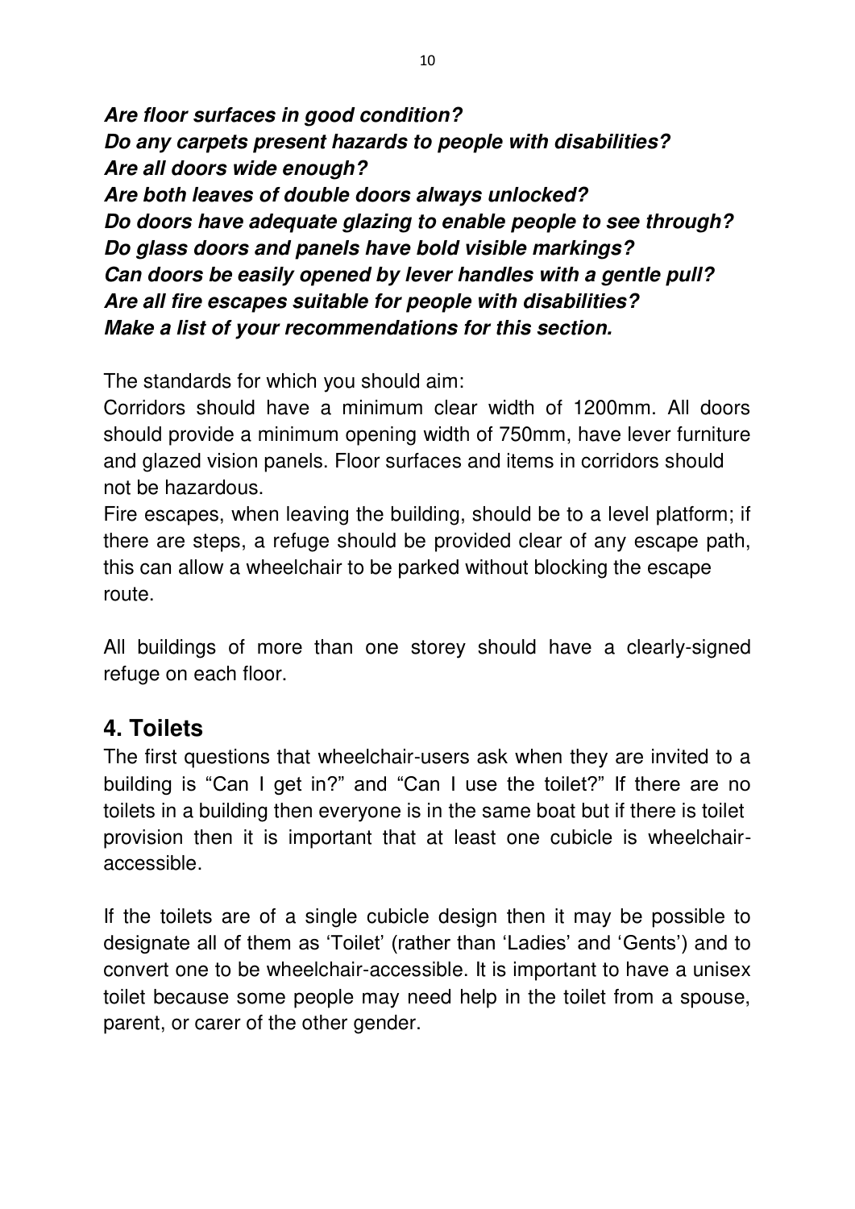***Are floor surfaces in good condition?***
***Do any carpets present hazards to people with disabilities?***
***Are all doors wide enough?***
***Are both leaves of double doors always unlocked?***
***Do doors have adequate glazing to enable people to see through?***
***Do glass doors and panels have bold visible markings?***
***Can doors be easily opened by lever handles with a gentle pull?***
***Are all fire escapes suitable for people with disabilities?***
***Make a list of your recommendations for this section.***

The standards for which you should aim:
Corridors should have a minimum clear width of 1200mm. All doors should provide a minimum opening width of 750mm, have lever furniture and glazed vision panels. Floor surfaces and items in corridors should not be hazardous.
Fire escapes, when leaving the building, should be to a level platform; if there are steps, a refuge should be provided clear of any escape path, this can allow a wheelchair to be parked without blocking the escape route.

All buildings of more than one storey should have a clearly-signed refuge on each floor.

## 4. Toilets

The first questions that wheelchair-users ask when they are invited to a building is "Can I get in?" and "Can I use the toilet?" If there are no toilets in a building then everyone is in the same boat but if there is toilet provision then it is important that at least one cubicle is wheelchair-accessible.

If the toilets are of a single cubicle design then it may be possible to designate all of them as 'Toilet' (rather than 'Ladies' and 'Gents') and to convert one to be wheelchair-accessible. It is important to have a unisex toilet because some people may need help in the toilet from a spouse, parent, or carer of the other gender.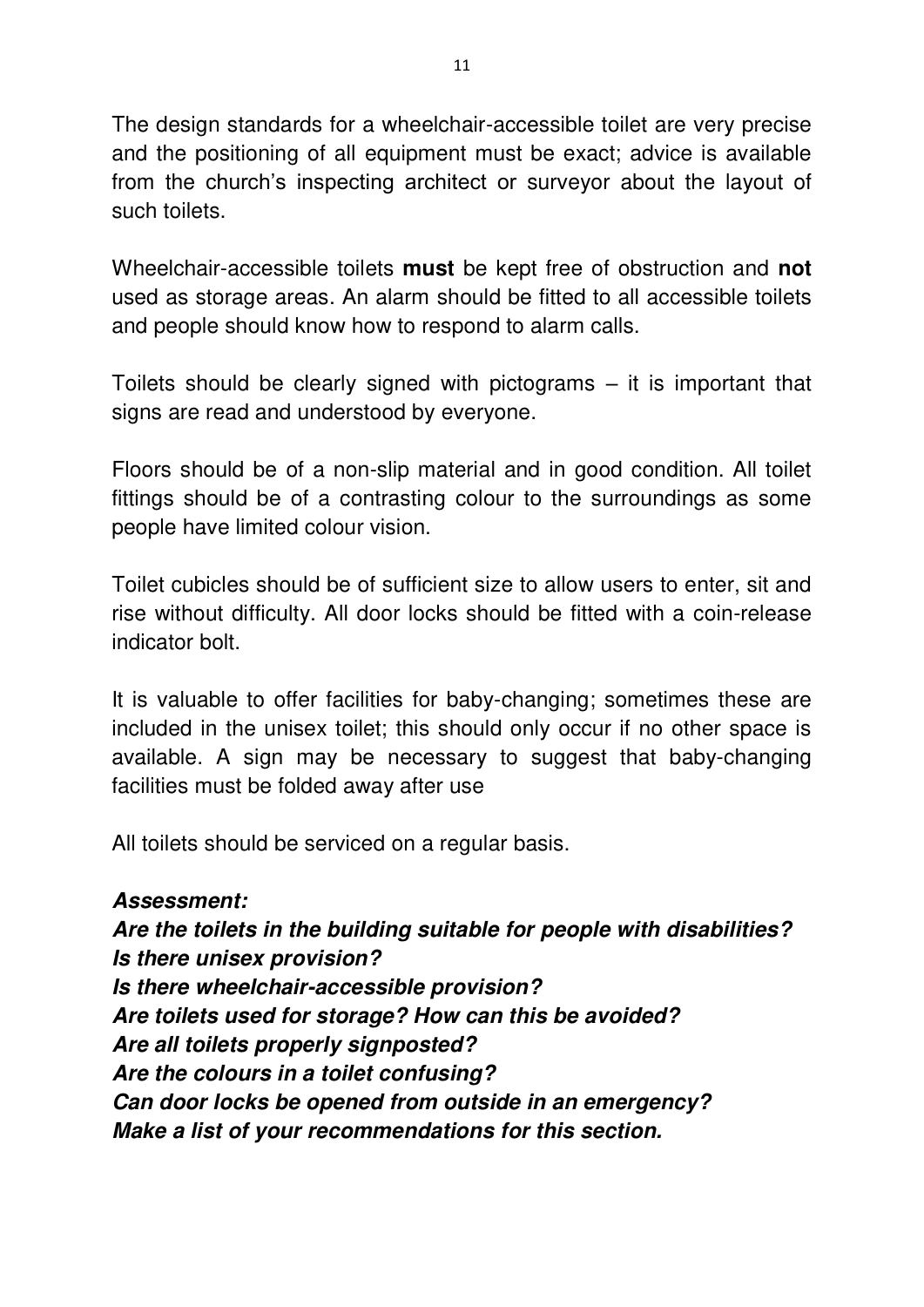The design standards for a wheelchair-accessible toilet are very precise and the positioning of all equipment must be exact; advice is available from the church's inspecting architect or surveyor about the layout of such toilets.

Wheelchair-accessible toilets **must** be kept free of obstruction and **not** used as storage areas. An alarm should be fitted to all accessible toilets and people should know how to respond to alarm calls.

Toilets should be clearly signed with pictograms – it is important that signs are read and understood by everyone.

Floors should be of a non-slip material and in good condition. All toilet fittings should be of a contrasting colour to the surroundings as some people have limited colour vision.

Toilet cubicles should be of sufficient size to allow users to enter, sit and rise without difficulty. All door locks should be fitted with a coin-release indicator bolt.

It is valuable to offer facilities for baby-changing; sometimes these are included in the unisex toilet; this should only occur if no other space is available. A sign may be necessary to suggest that baby-changing facilities must be folded away after use

All toilets should be serviced on a regular basis.

***Assessment:***
***Are the toilets in the building suitable for people with disabilities?***
***Is there unisex provision?***
***Is there wheelchair-accessible provision?***
***Are toilets used for storage? How can this be avoided?***
***Are all toilets properly signposted?***
***Are the colours in a toilet confusing?***
***Can door locks be opened from outside in an emergency?***
***Make a list of your recommendations for this section.***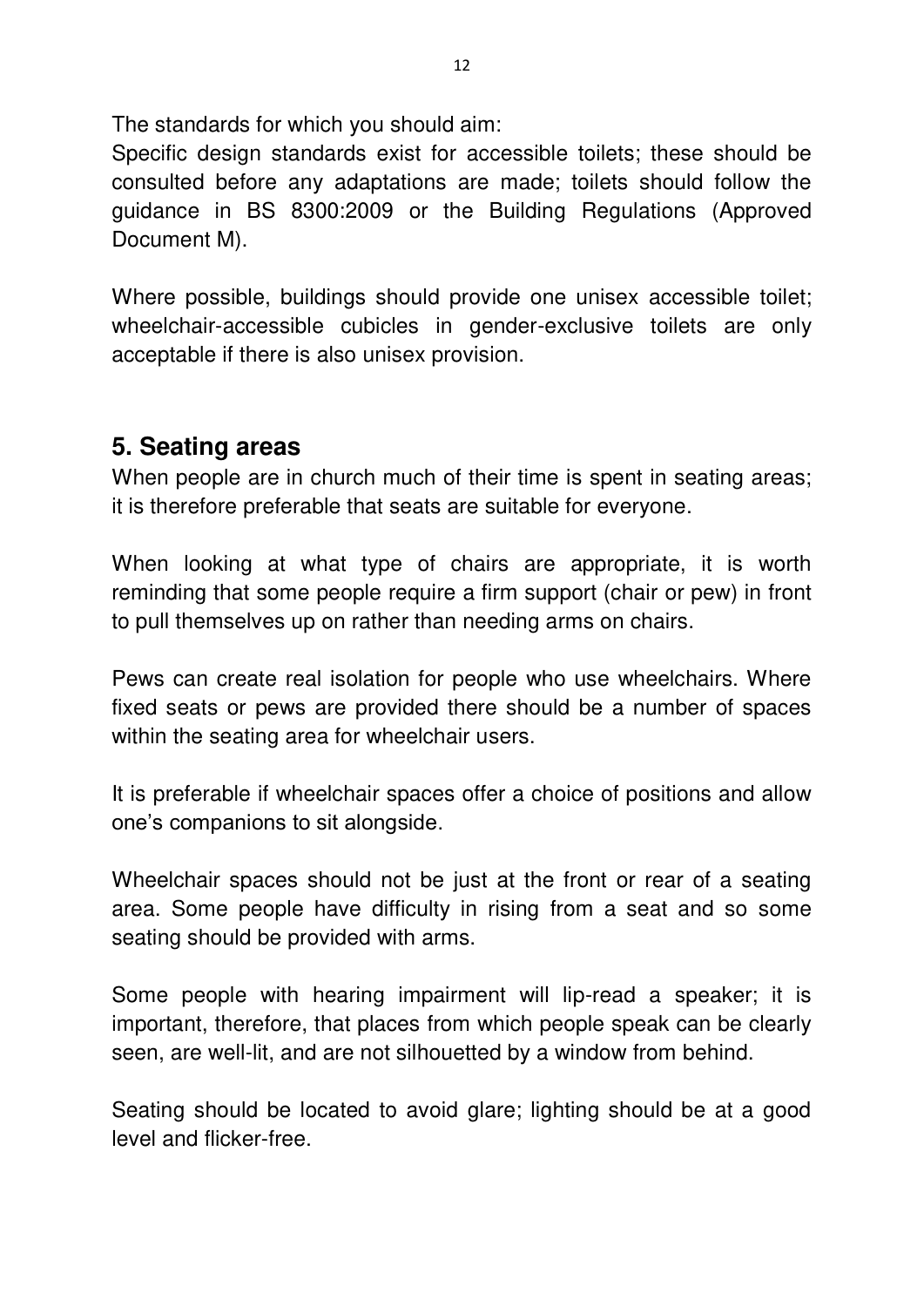The standards for which you should aim:
Specific design standards exist for accessible toilets; these should be consulted before any adaptations are made; toilets should follow the guidance in BS 8300:2009 or the Building Regulations (Approved Document M).

Where possible, buildings should provide one unisex accessible toilet; wheelchair-accessible cubicles in gender-exclusive toilets are only acceptable if there is also unisex provision.

## 5. Seating areas

When people are in church much of their time is spent in seating areas; it is therefore preferable that seats are suitable for everyone.

When looking at what type of chairs are appropriate, it is worth reminding that some people require a firm support (chair or pew) in front to pull themselves up on rather than needing arms on chairs.

Pews can create real isolation for people who use wheelchairs. Where fixed seats or pews are provided there should be a number of spaces within the seating area for wheelchair users.

It is preferable if wheelchair spaces offer a choice of positions and allow one's companions to sit alongside.

Wheelchair spaces should not be just at the front or rear of a seating area. Some people have difficulty in rising from a seat and so some seating should be provided with arms.

Some people with hearing impairment will lip-read a speaker; it is important, therefore, that places from which people speak can be clearly seen, are well-lit, and are not silhouetted by a window from behind.

Seating should be located to avoid glare; lighting should be at a good level and flicker-free.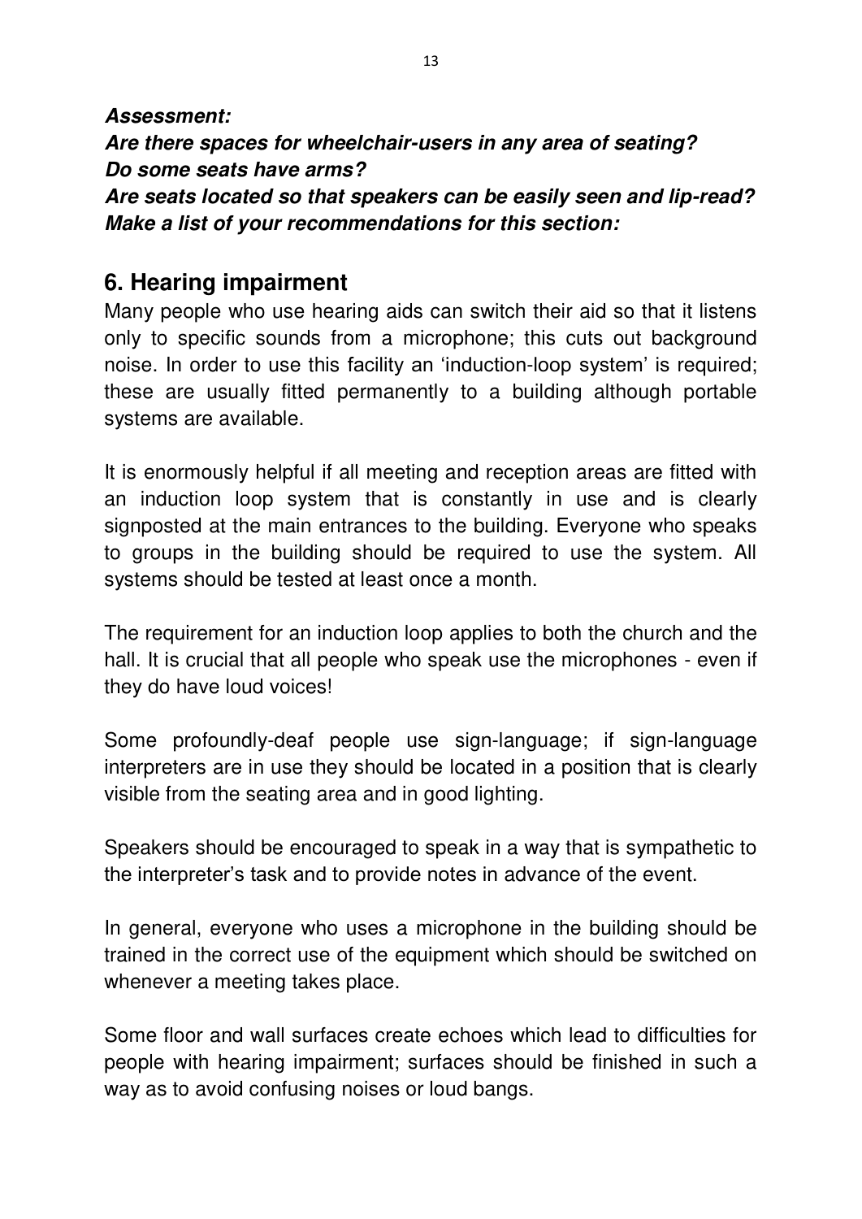***Assessment:***
***Are there spaces for wheelchair-users in any area of seating?***
***Do some seats have arms?***
***Are seats located so that speakers can be easily seen and lip-read?***
***Make a list of your recommendations for this section:***

## 6. Hearing impairment

Many people who use hearing aids can switch their aid so that it listens only to specific sounds from a microphone; this cuts out background noise. In order to use this facility an 'induction-loop system' is required; these are usually fitted permanently to a building although portable systems are available.

It is enormously helpful if all meeting and reception areas are fitted with an induction loop system that is constantly in use and is clearly signposted at the main entrances to the building. Everyone who speaks to groups in the building should be required to use the system. All systems should be tested at least once a month.

The requirement for an induction loop applies to both the church and the hall. It is crucial that all people who speak use the microphones - even if they do have loud voices!

Some profoundly-deaf people use sign-language; if sign-language interpreters are in use they should be located in a position that is clearly visible from the seating area and in good lighting.

Speakers should be encouraged to speak in a way that is sympathetic to the interpreter's task and to provide notes in advance of the event.

In general, everyone who uses a microphone in the building should be trained in the correct use of the equipment which should be switched on whenever a meeting takes place.

Some floor and wall surfaces create echoes which lead to difficulties for people with hearing impairment; surfaces should be finished in such a way as to avoid confusing noises or loud bangs.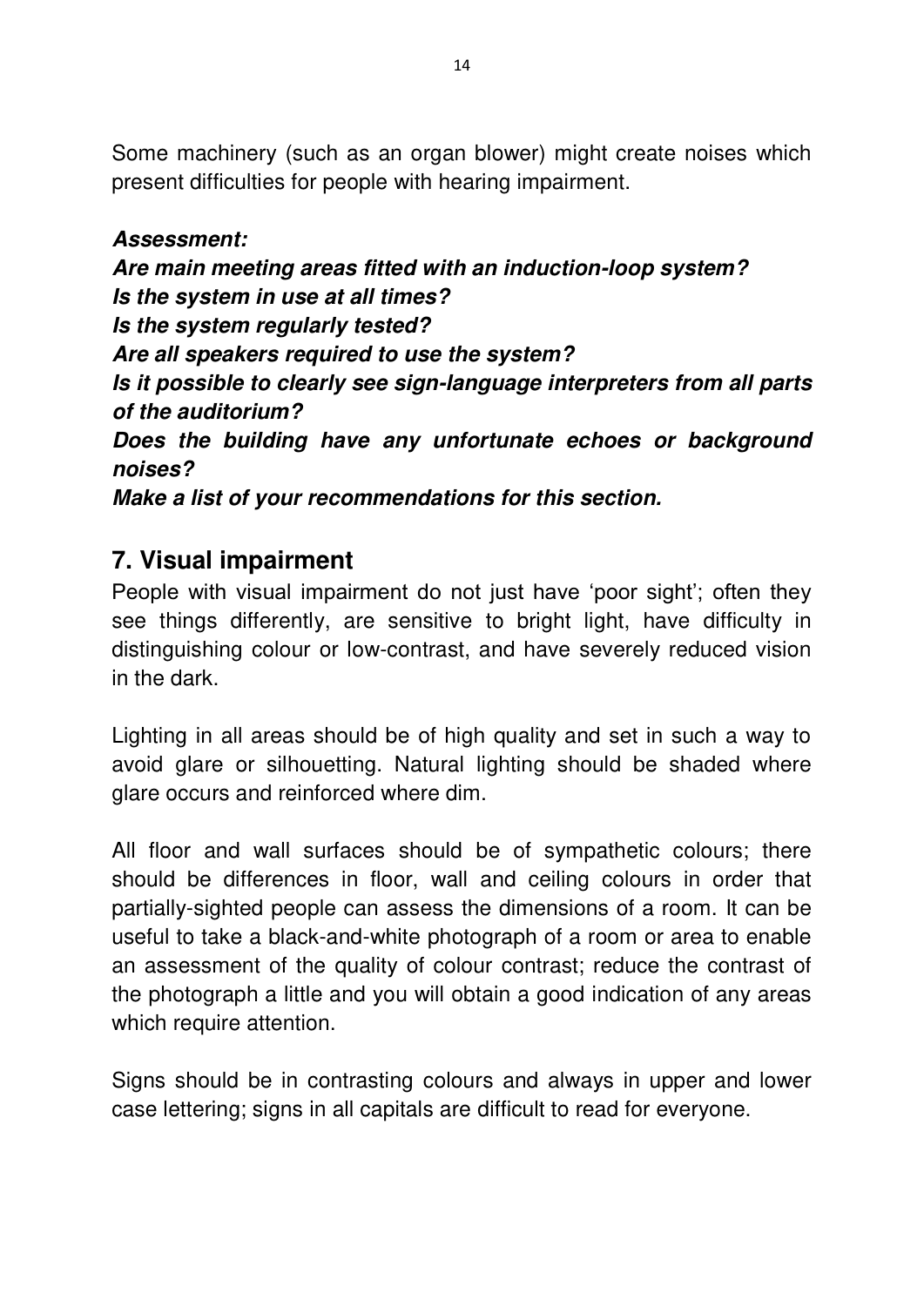Some machinery (such as an organ blower) might create noises which present difficulties for people with hearing impairment.

***Assessment:***
***Are main meeting areas fitted with an induction-loop system?***
***Is the system in use at all times?***
***Is the system regularly tested?***
***Are all speakers required to use the system?***
***Is it possible to clearly see sign-language interpreters from all parts of the auditorium?***
***Does the building have any unfortunate echoes or background noises?***
***Make a list of your recommendations for this section.***

## 7. Visual impairment

People with visual impairment do not just have 'poor sight'; often they see things differently, are sensitive to bright light, have difficulty in distinguishing colour or low-contrast, and have severely reduced vision in the dark.

Lighting in all areas should be of high quality and set in such a way to avoid glare or silhouetting. Natural lighting should be shaded where glare occurs and reinforced where dim.

All floor and wall surfaces should be of sympathetic colours; there should be differences in floor, wall and ceiling colours in order that partially-sighted people can assess the dimensions of a room. It can be useful to take a black-and-white photograph of a room or area to enable an assessment of the quality of colour contrast; reduce the contrast of the photograph a little and you will obtain a good indication of any areas which require attention.

Signs should be in contrasting colours and always in upper and lower case lettering; signs in all capitals are difficult to read for everyone.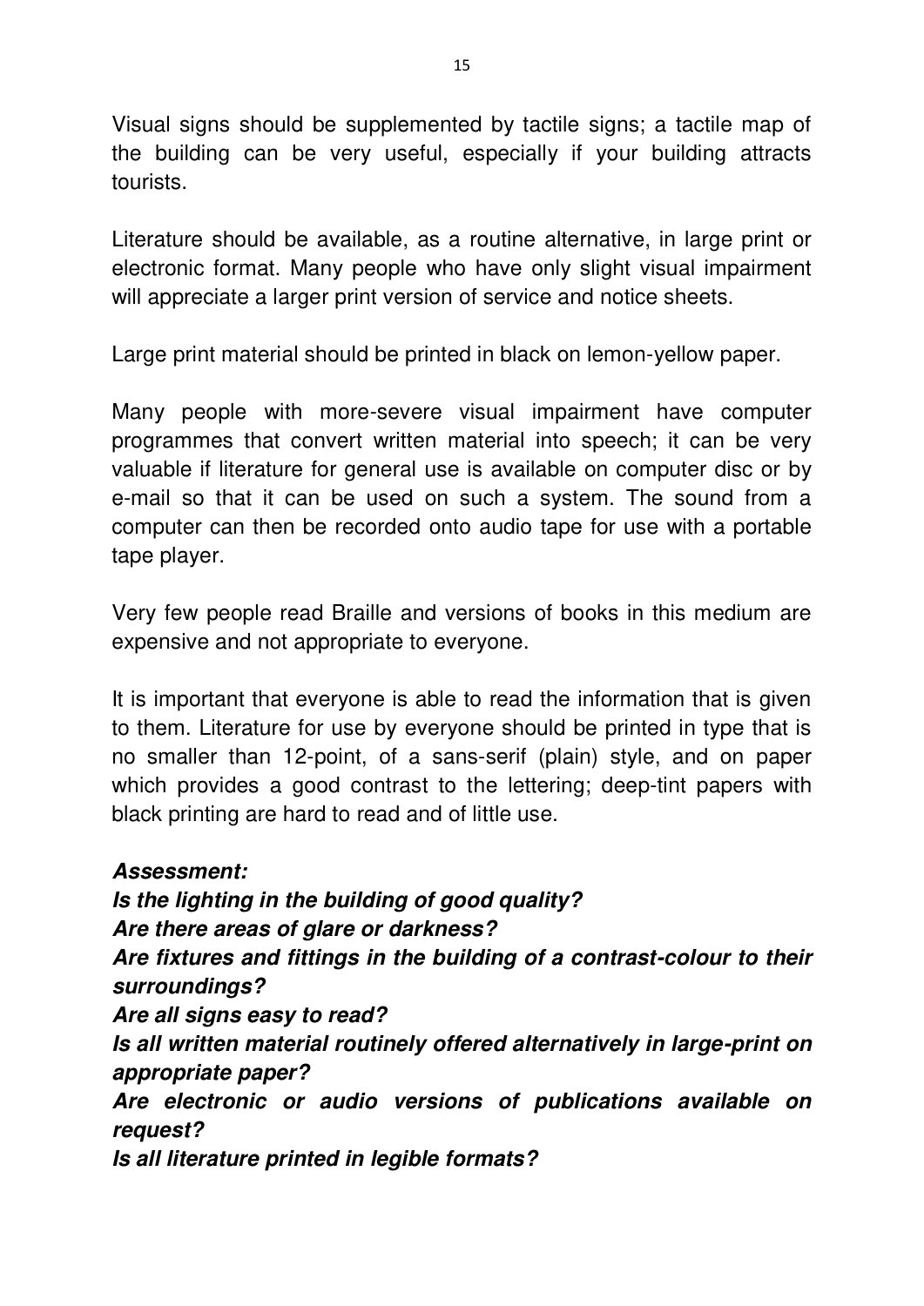Visual signs should be supplemented by tactile signs; a tactile map of the building can be very useful, especially if your building attracts tourists.

Literature should be available, as a routine alternative, in large print or electronic format. Many people who have only slight visual impairment will appreciate a larger print version of service and notice sheets.

Large print material should be printed in black on lemon-yellow paper.

Many people with more-severe visual impairment have computer programmes that convert written material into speech; it can be very valuable if literature for general use is available on computer disc or by e-mail so that it can be used on such a system. The sound from a computer can then be recorded onto audio tape for use with a portable tape player.

Very few people read Braille and versions of books in this medium are expensive and not appropriate to everyone.

It is important that everyone is able to read the information that is given to them. Literature for use by everyone should be printed in type that is no smaller than 12-point, of a sans-serif (plain) style, and on paper which provides a good contrast to the lettering; deep-tint papers with black printing are hard to read and of little use.

***Assessment:***
***Is the lighting in the building of good quality?***
***Are there areas of glare or darkness?***
***Are fixtures and fittings in the building of a contrast-colour to their surroundings?***
***Are all signs easy to read?***
***Is all written material routinely offered alternatively in large-print on appropriate paper?***
***Are electronic or audio versions of publications available on request?***
***Is all literature printed in legible formats?***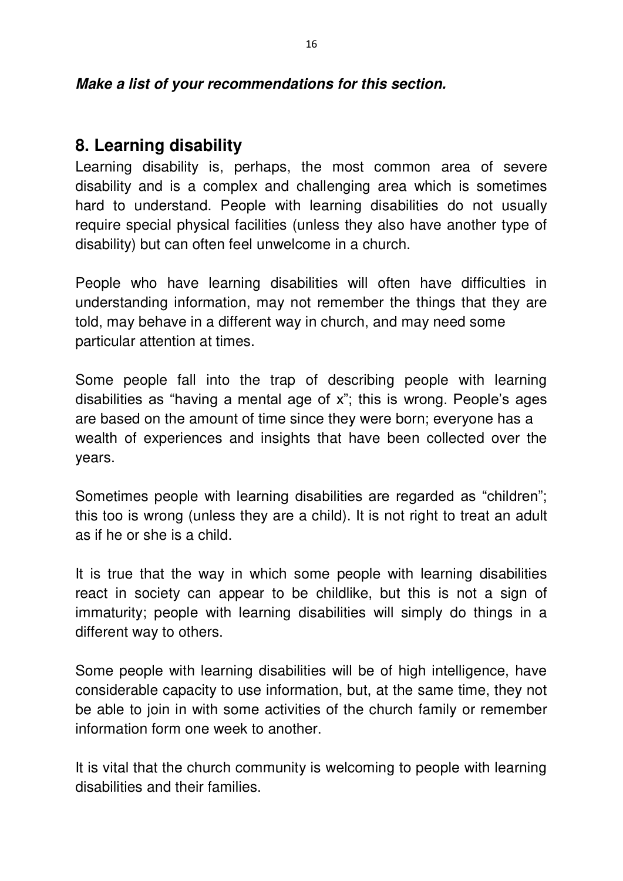***Make a list of your recommendations for this section.***

## 8. Learning disability

Learning disability is, perhaps, the most common area of severe disability and is a complex and challenging area which is sometimes hard to understand. People with learning disabilities do not usually require special physical facilities (unless they also have another type of disability) but can often feel unwelcome in a church.

People who have learning disabilities will often have difficulties in understanding information, may not remember the things that they are told, may behave in a different way in church, and may need some particular attention at times.

Some people fall into the trap of describing people with learning disabilities as "having a mental age of x"; this is wrong. People's ages are based on the amount of time since they were born; everyone has a wealth of experiences and insights that have been collected over the years.

Sometimes people with learning disabilities are regarded as "children"; this too is wrong (unless they are a child). It is not right to treat an adult as if he or she is a child.

It is true that the way in which some people with learning disabilities react in society can appear to be childlike, but this is not a sign of immaturity; people with learning disabilities will simply do things in a different way to others.

Some people with learning disabilities will be of high intelligence, have considerable capacity to use information, but, at the same time, they not be able to join in with some activities of the church family or remember information form one week to another.

It is vital that the church community is welcoming to people with learning disabilities and their families.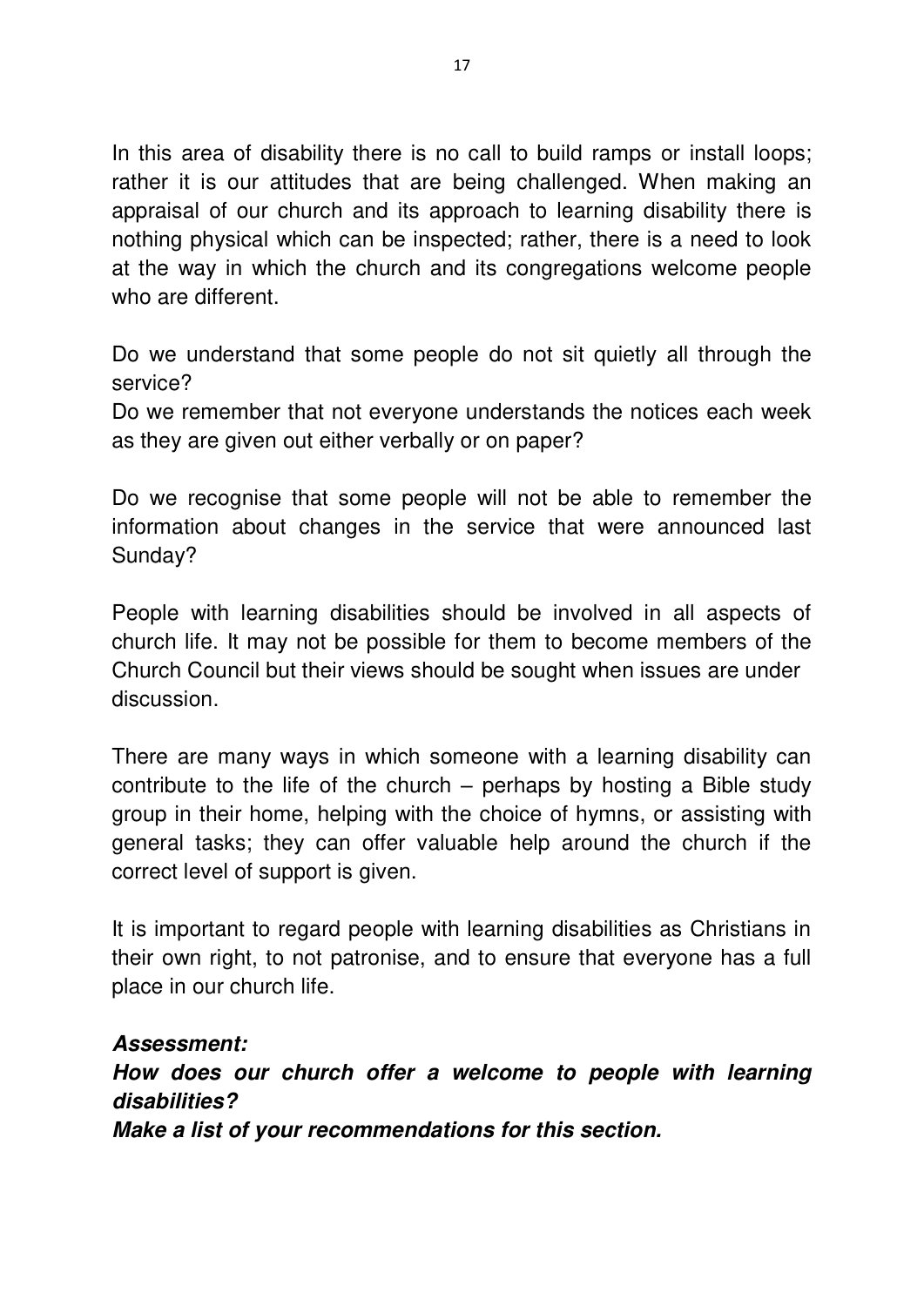In this area of disability there is no call to build ramps or install loops; rather it is our attitudes that are being challenged. When making an appraisal of our church and its approach to learning disability there is nothing physical which can be inspected; rather, there is a need to look at the way in which the church and its congregations welcome people who are different.

Do we understand that some people do not sit quietly all through the service?
Do we remember that not everyone understands the notices each week as they are given out either verbally or on paper?

Do we recognise that some people will not be able to remember the information about changes in the service that were announced last Sunday?

People with learning disabilities should be involved in all aspects of church life. It may not be possible for them to become members of the Church Council but their views should be sought when issues are under discussion.

There are many ways in which someone with a learning disability can contribute to the life of the church – perhaps by hosting a Bible study group in their home, helping with the choice of hymns, or assisting with general tasks; they can offer valuable help around the church if the correct level of support is given.

It is important to regard people with learning disabilities as Christians in their own right, to not patronise, and to ensure that everyone has a full place in our church life.

***Assessment:***
***How does our church offer a welcome to people with learning disabilities?***
***Make a list of your recommendations for this section.***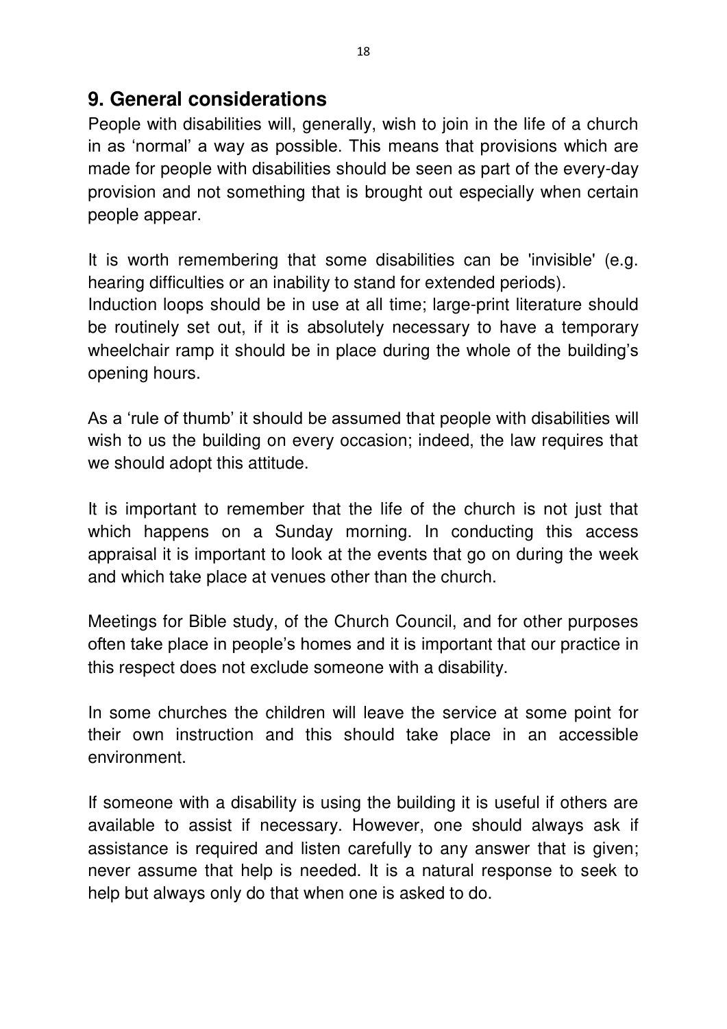## 9. General considerations

People with disabilities will, generally, wish to join in the life of a church in as 'normal' a way as possible. This means that provisions which are made for people with disabilities should be seen as part of the every-day provision and not something that is brought out especially when certain people appear.

It is worth remembering that some disabilities can be 'invisible' (e.g. hearing difficulties or an inability to stand for extended periods).
Induction loops should be in use at all time; large-print literature should be routinely set out, if it is absolutely necessary to have a temporary wheelchair ramp it should be in place during the whole of the building's opening hours.

As a 'rule of thumb' it should be assumed that people with disabilities will wish to us the building on every occasion; indeed, the law requires that we should adopt this attitude.

It is important to remember that the life of the church is not just that which happens on a Sunday morning. In conducting this access appraisal it is important to look at the events that go on during the week and which take place at venues other than the church.

Meetings for Bible study, of the Church Council, and for other purposes often take place in people's homes and it is important that our practice in this respect does not exclude someone with a disability.

In some churches the children will leave the service at some point for their own instruction and this should take place in an accessible environment.

If someone with a disability is using the building it is useful if others are available to assist if necessary. However, one should always ask if assistance is required and listen carefully to any answer that is given; never assume that help is needed. It is a natural response to seek to help but always only do that when one is asked to do.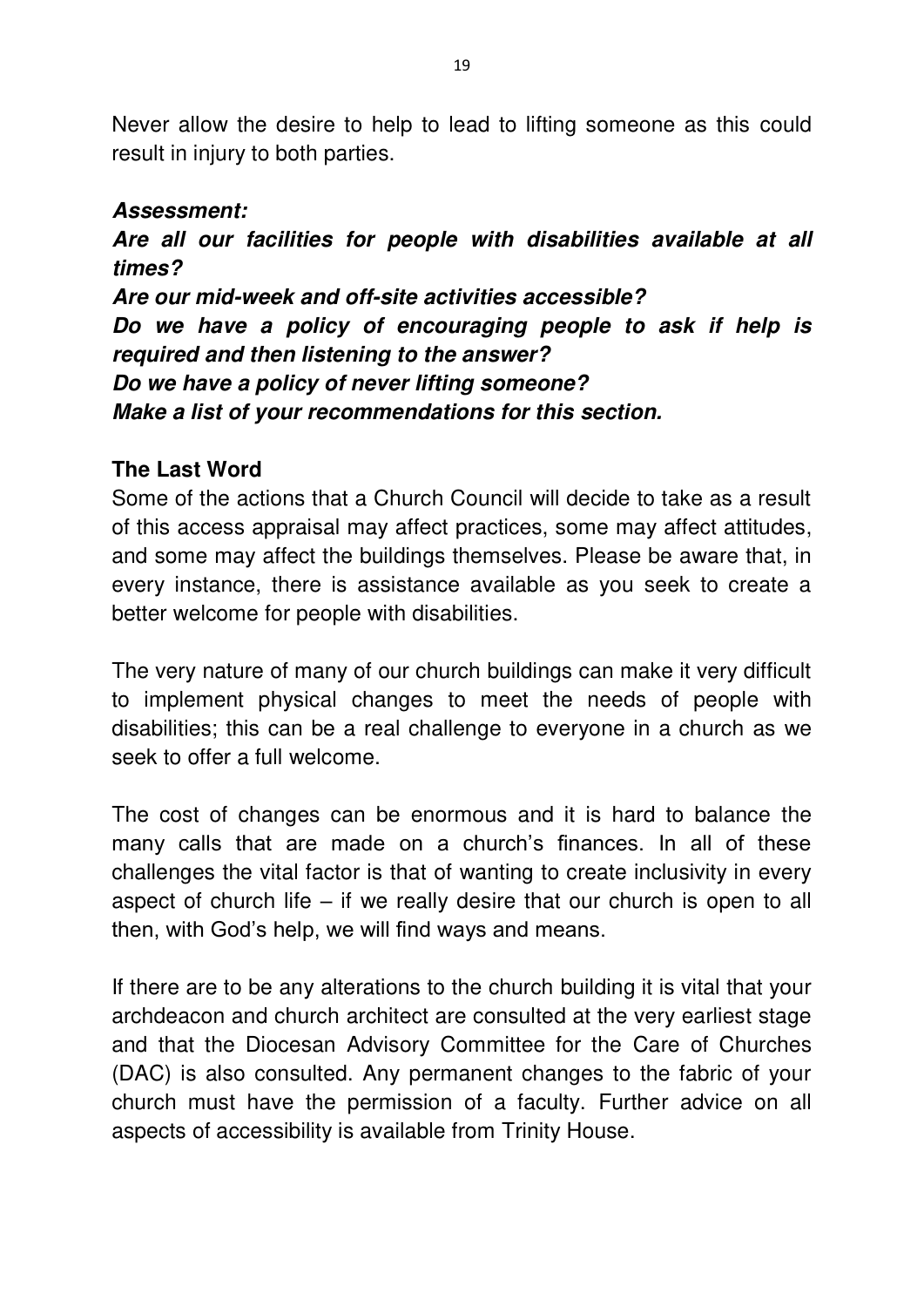Never allow the desire to help to lead to lifting someone as this could result in injury to both parties.

***Assessment:***
***Are all our facilities for people with disabilities available at all times?***
***Are our mid-week and off-site activities accessible?***
***Do we have a policy of encouraging people to ask if help is required and then listening to the answer?***
***Do we have a policy of never lifting someone?***
***Make a list of your recommendations for this section.***

**The Last Word**

Some of the actions that a Church Council will decide to take as a result of this access appraisal may affect practices, some may affect attitudes, and some may affect the buildings themselves. Please be aware that, in every instance, there is assistance available as you seek to create a better welcome for people with disabilities.

The very nature of many of our church buildings can make it very difficult to implement physical changes to meet the needs of people with disabilities; this can be a real challenge to everyone in a church as we seek to offer a full welcome.

The cost of changes can be enormous and it is hard to balance the many calls that are made on a church's finances. In all of these challenges the vital factor is that of wanting to create inclusivity in every aspect of church life – if we really desire that our church is open to all then, with God's help, we will find ways and means.

If there are to be any alterations to the church building it is vital that your archdeacon and church architect are consulted at the very earliest stage and that the Diocesan Advisory Committee for the Care of Churches (DAC) is also consulted. Any permanent changes to the fabric of your church must have the permission of a faculty. Further advice on all aspects of accessibility is available from Trinity House.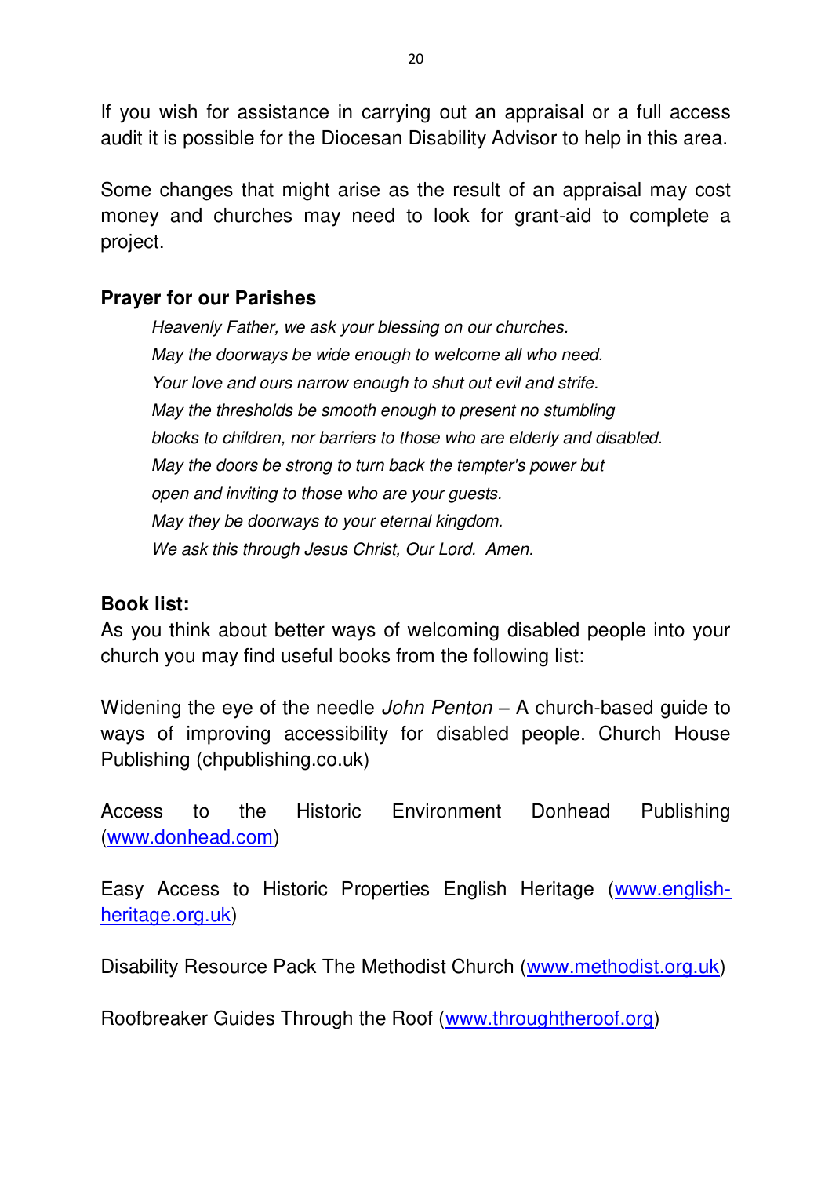If you wish for assistance in carrying out an appraisal or a full access audit it is possible for the Diocesan Disability Advisor to help in this area.

Some changes that might arise as the result of an appraisal may cost money and churches may need to look for grant-aid to complete a project.

**Prayer for our Parishes**

*Heavenly Father, we ask your blessing on our churches.*
*May the doorways be wide enough to welcome all who need.*
*Your love and ours narrow enough to shut out evil and strife.*
*May the thresholds be smooth enough to present no stumbling blocks to children, nor barriers to those who are elderly and disabled.*
*May the doors be strong to turn back the tempter's power but open and inviting to those who are your guests.*
*May they be doorways to your eternal kingdom.*
*We ask this through Jesus Christ, Our Lord. Amen.*

**Book list:**

As you think about better ways of welcoming disabled people into your church you may find useful books from the following list:

Widening the eye of the needle *John Penton* – A church-based guide to ways of improving accessibility for disabled people. Church House Publishing (chpublishing.co.uk)

Access to the Historic Environment Donhead Publishing (www.donhead.com)

Easy Access to Historic Properties English Heritage (www.english-heritage.org.uk)

Disability Resource Pack The Methodist Church (www.methodist.org.uk)

Roofbreaker Guides Through the Roof (www.throughtheroof.org)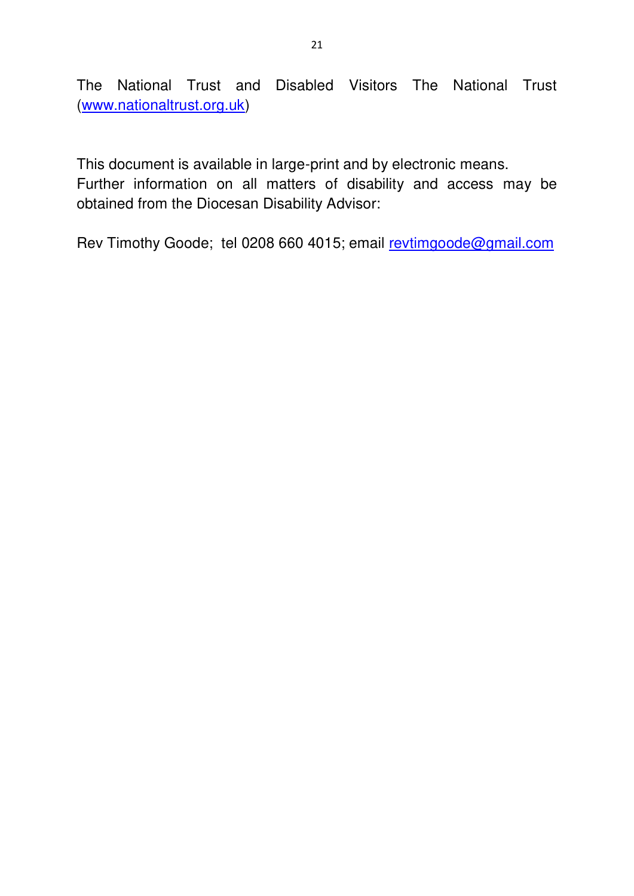The National Trust and Disabled Visitors The National Trust (www.nationaltrust.org.uk)

This document is available in large-print and by electronic means.
Further information on all matters of disability and access may be obtained from the Diocesan Disability Advisor:

Rev Timothy Goode; tel 0208 660 4015; email revtimgoode@gmail.com